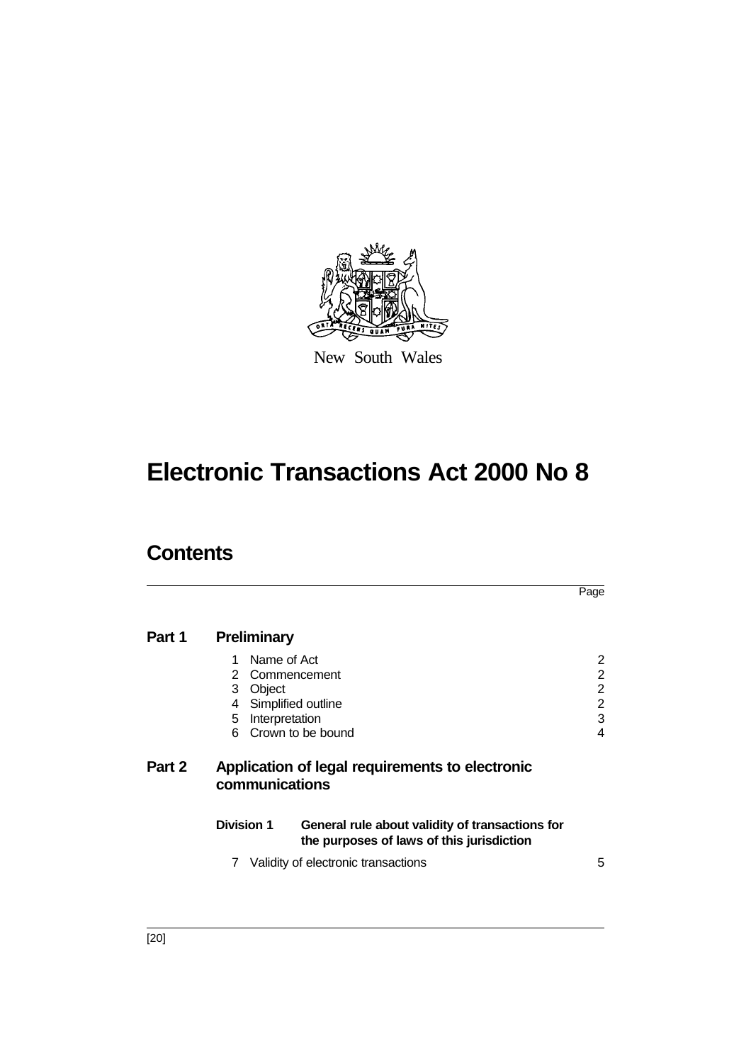New South Wales

# Electronic Transactions Act 2000 No 8

## Contents

| | | Page |
|---|---|---|
| **Part 1** | **Preliminary** | |
| | 1 Name of Act | 2 |
| | 2 Commencement | 2 |
| | 3 Object | 2 |
| | 4 Simplified outline | 2 |
| | 5 Interpretation | 3 |
| | 6 Crown to be bound | 4 |
| **Part 2** | **Application of legal requirements to electronic communications** | |
| | **Division 1 General rule about validity of transactions for the purposes of laws of this jurisdiction** | |
| | 7 Validity of electronic transactions | 5 |

[20]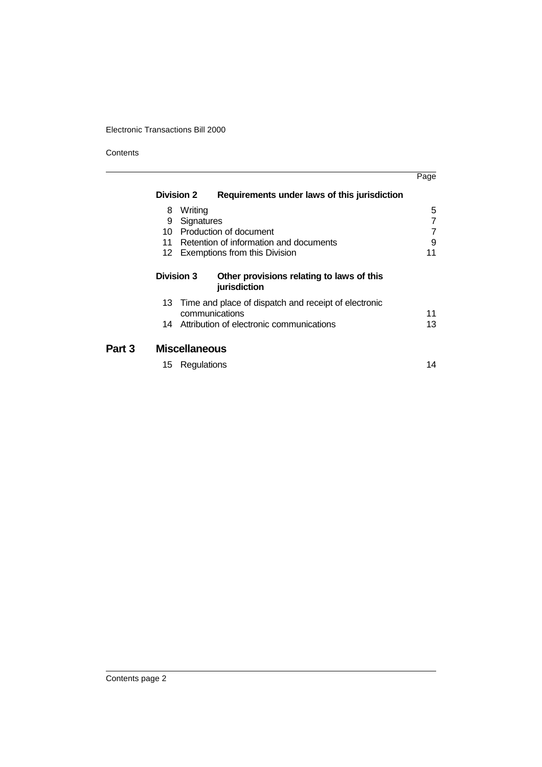| | | Page |
|---|---|---|
| **Division 2** | **Requirements under laws of this jurisdiction** | |
| 8 | Writing | 5 |
| 9 | Signatures | 7 |
| 10 | Production of document | 7 |
| 11 | Retention of information and documents | 9 |
| 12 | Exemptions from this Division | 11 |
| **Division 3** | **Other provisions relating to laws of this jurisdiction** | |
| 13 | Time and place of dispatch and receipt of electronic communications | 11 |
| 14 | Attribution of electronic communications | 13 |

## Part 3 Miscellaneous

| | | |
|---|---|---|
| 15 | Regulations | 14 |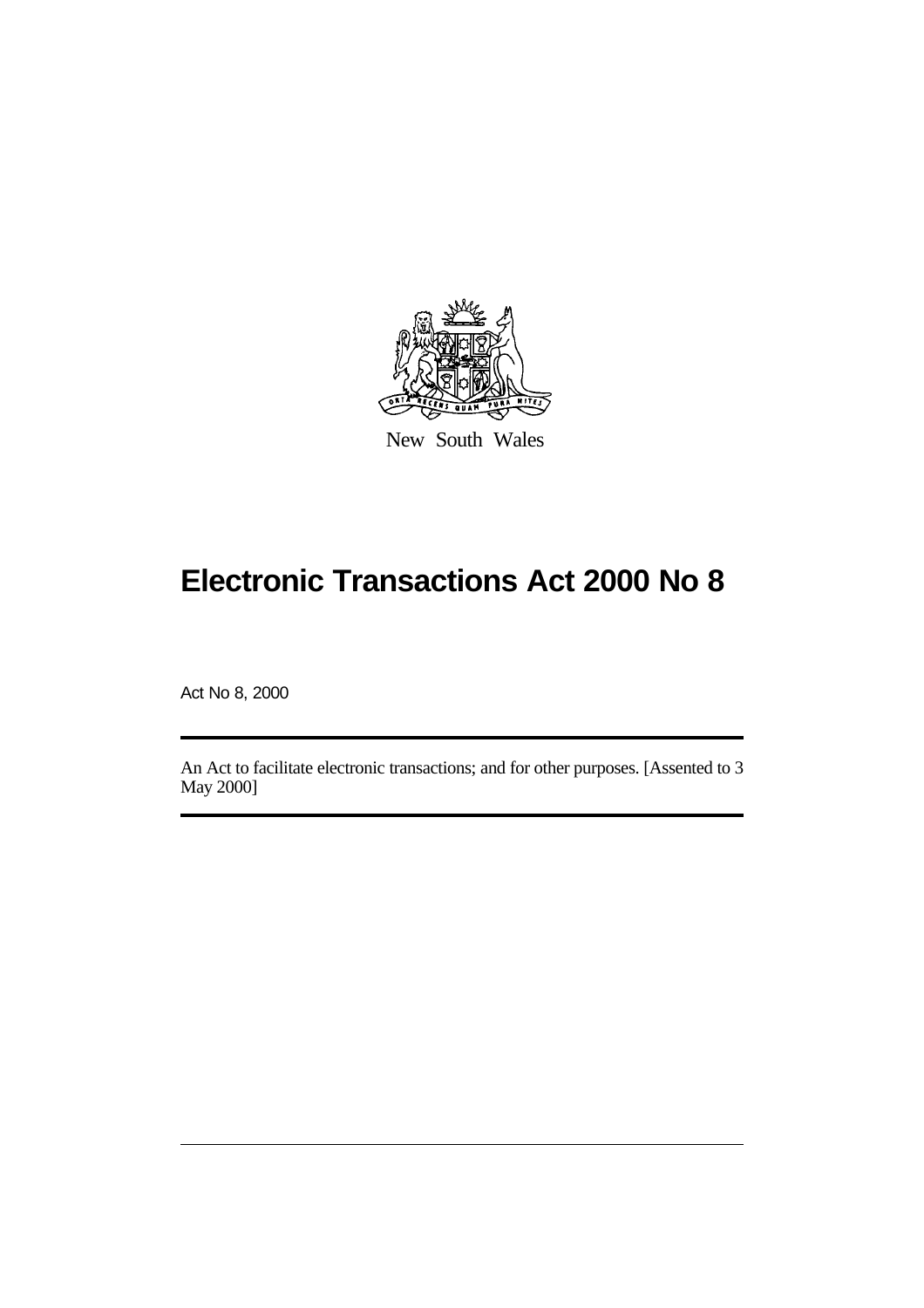New South Wales

# Electronic Transactions Act 2000 No 8

Act No 8, 2000

An Act to facilitate electronic transactions; and for other purposes. [Assented to 3 May 2000]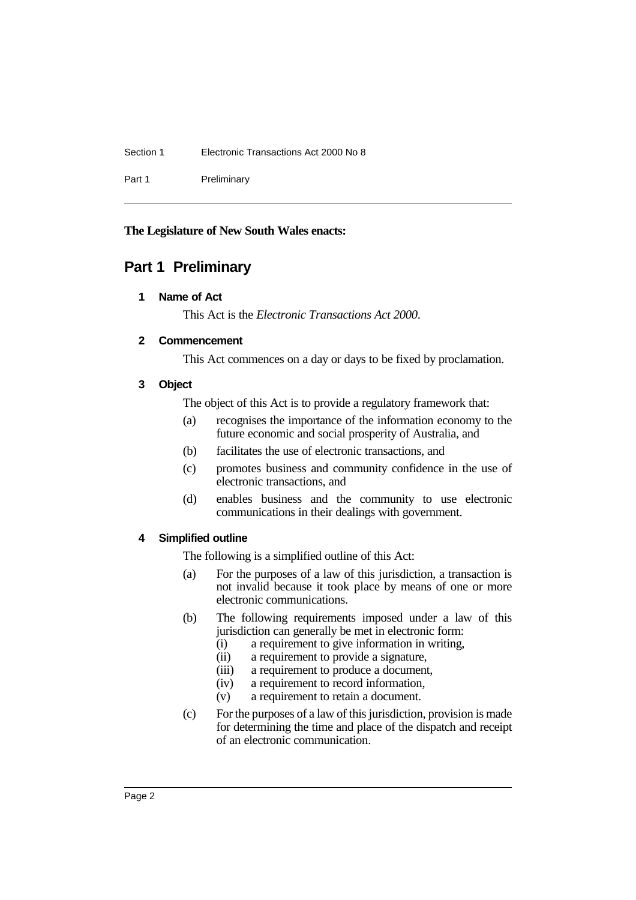**The Legislature of New South Wales enacts:**

# Part 1 Preliminary

### 1 Name of Act

This Act is the *Electronic Transactions Act 2000*.

### 2 Commencement

This Act commences on a day or days to be fixed by proclamation.

### 3 Object

The object of this Act is to provide a regulatory framework that:

(a) recognises the importance of the information economy to the future economic and social prosperity of Australia, and

(b) facilitates the use of electronic transactions, and

(c) promotes business and community confidence in the use of electronic transactions, and

(d) enables business and the community to use electronic communications in their dealings with government.

### 4 Simplified outline

The following is a simplified outline of this Act:

(a) For the purposes of a law of this jurisdiction, a transaction is not invalid because it took place by means of one or more electronic communications.

(b) The following requirements imposed under a law of this jurisdiction can generally be met in electronic form:

   (i) a requirement to give information in writing,

   (ii) a requirement to provide a signature,

   (iii) a requirement to produce a document,

   (iv) a requirement to record information,

   (v) a requirement to retain a document.

(c) For the purposes of a law of this jurisdiction, provision is made for determining the time and place of the dispatch and receipt of an electronic communication.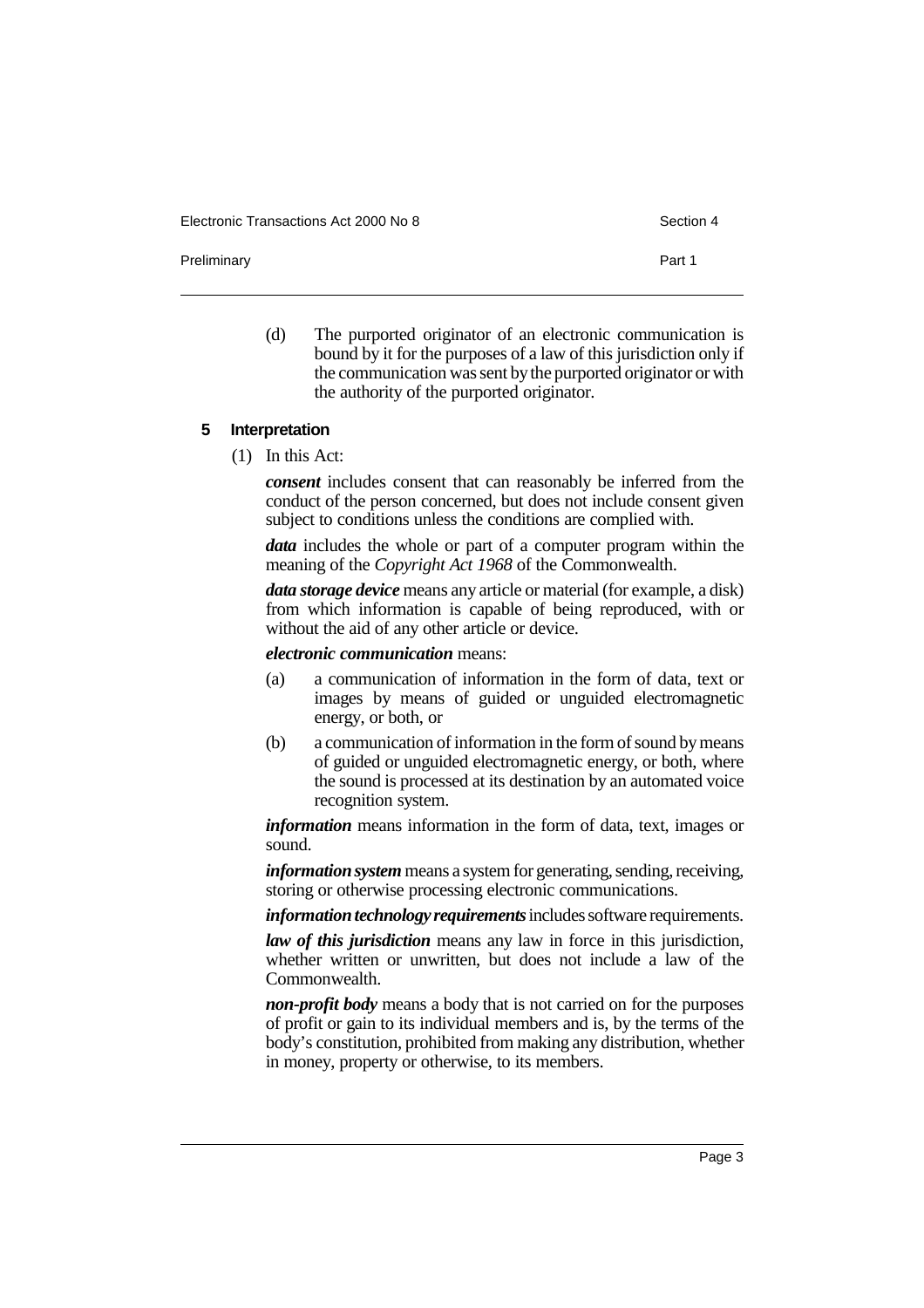(d) The purported originator of an electronic communication is bound by it for the purposes of a law of this jurisdiction only if the communication was sent by the purported originator or with the authority of the purported originator.

### 5 Interpretation

(1) In this Act:

***consent*** includes consent that can reasonably be inferred from the conduct of the person concerned, but does not include consent given subject to conditions unless the conditions are complied with.

***data*** includes the whole or part of a computer program within the meaning of the *Copyright Act 1968* of the Commonwealth.

***data storage device*** means any article or material (for example, a disk) from which information is capable of being reproduced, with or without the aid of any other article or device.

***electronic communication*** means:

(a) a communication of information in the form of data, text or images by means of guided or unguided electromagnetic energy, or both, or

(b) a communication of information in the form of sound by means of guided or unguided electromagnetic energy, or both, where the sound is processed at its destination by an automated voice recognition system.

***information*** means information in the form of data, text, images or sound.

***information system*** means a system for generating, sending, receiving, storing or otherwise processing electronic communications.

***information technology requirements*** includes software requirements.

***law of this jurisdiction*** means any law in force in this jurisdiction, whether written or unwritten, but does not include a law of the Commonwealth.

***non-profit body*** means a body that is not carried on for the purposes of profit or gain to its individual members and is, by the terms of the body's constitution, prohibited from making any distribution, whether in money, property or otherwise, to its members.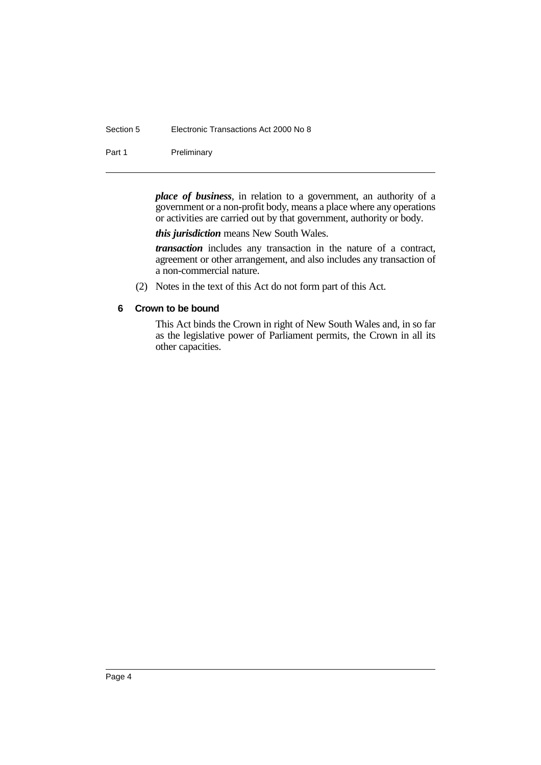***place of business***, in relation to a government, an authority of a government or a non-profit body, means a place where any operations or activities are carried out by that government, authority or body.

***this jurisdiction*** means New South Wales.

***transaction*** includes any transaction in the nature of a contract, agreement or other arrangement, and also includes any transaction of a non-commercial nature.

(2) Notes in the text of this Act do not form part of this Act.

### 6 Crown to be bound

This Act binds the Crown in right of New South Wales and, in so far as the legislative power of Parliament permits, the Crown in all its other capacities.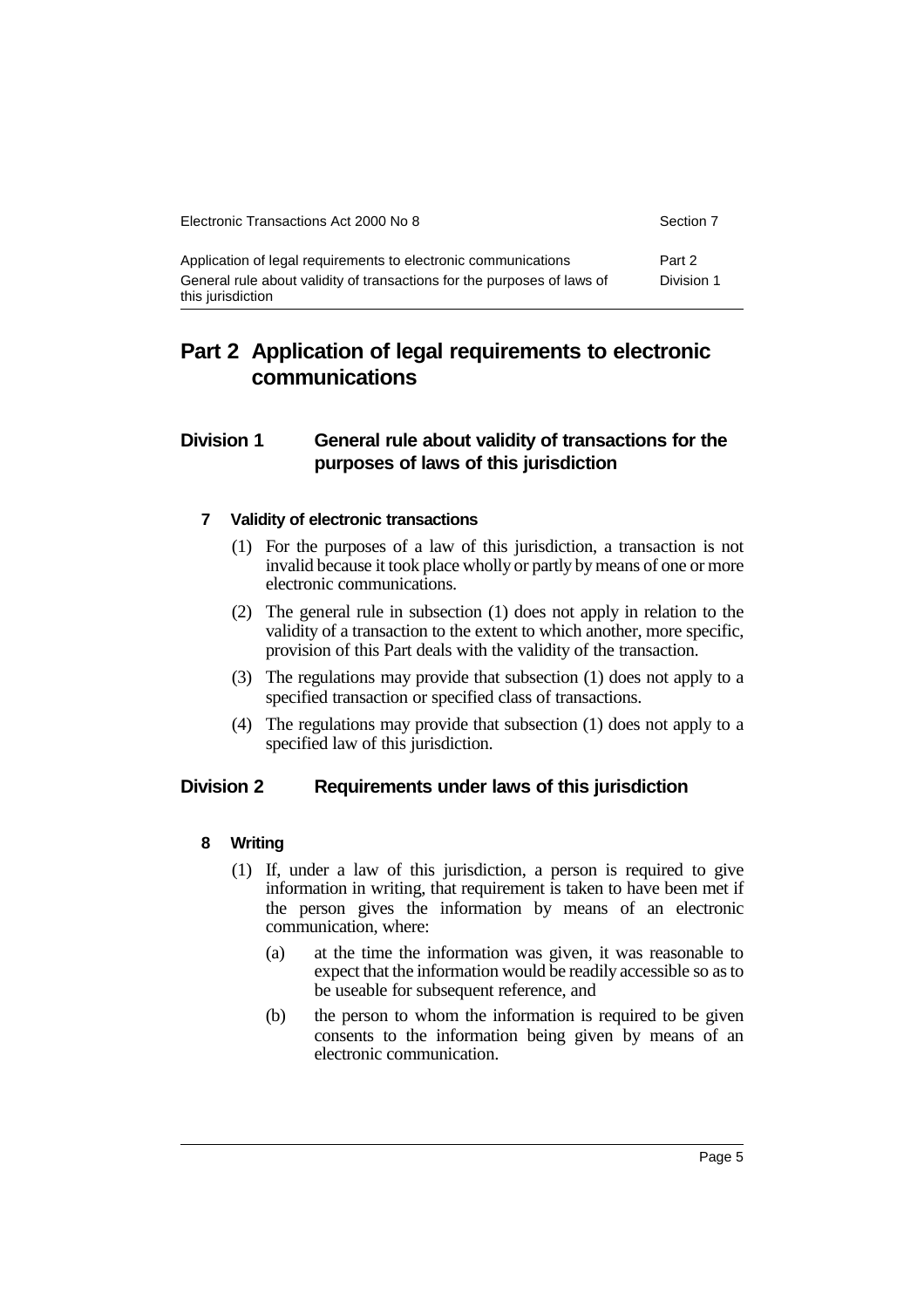# Part 2 Application of legal requirements to electronic communications

## Division 1 General rule about validity of transactions for the purposes of laws of this jurisdiction

### 7 Validity of electronic transactions

(1) For the purposes of a law of this jurisdiction, a transaction is not invalid because it took place wholly or partly by means of one or more electronic communications.

(2) The general rule in subsection (1) does not apply in relation to the validity of a transaction to the extent to which another, more specific, provision of this Part deals with the validity of the transaction.

(3) The regulations may provide that subsection (1) does not apply to a specified transaction or specified class of transactions.

(4) The regulations may provide that subsection (1) does not apply to a specified law of this jurisdiction.

## Division 2 Requirements under laws of this jurisdiction

### 8 Writing

(1) If, under a law of this jurisdiction, a person is required to give information in writing, that requirement is taken to have been met if the person gives the information by means of an electronic communication, where:

(a) at the time the information was given, it was reasonable to expect that the information would be readily accessible so as to be useable for subsequent reference, and

(b) the person to whom the information is required to be given consents to the information being given by means of an electronic communication.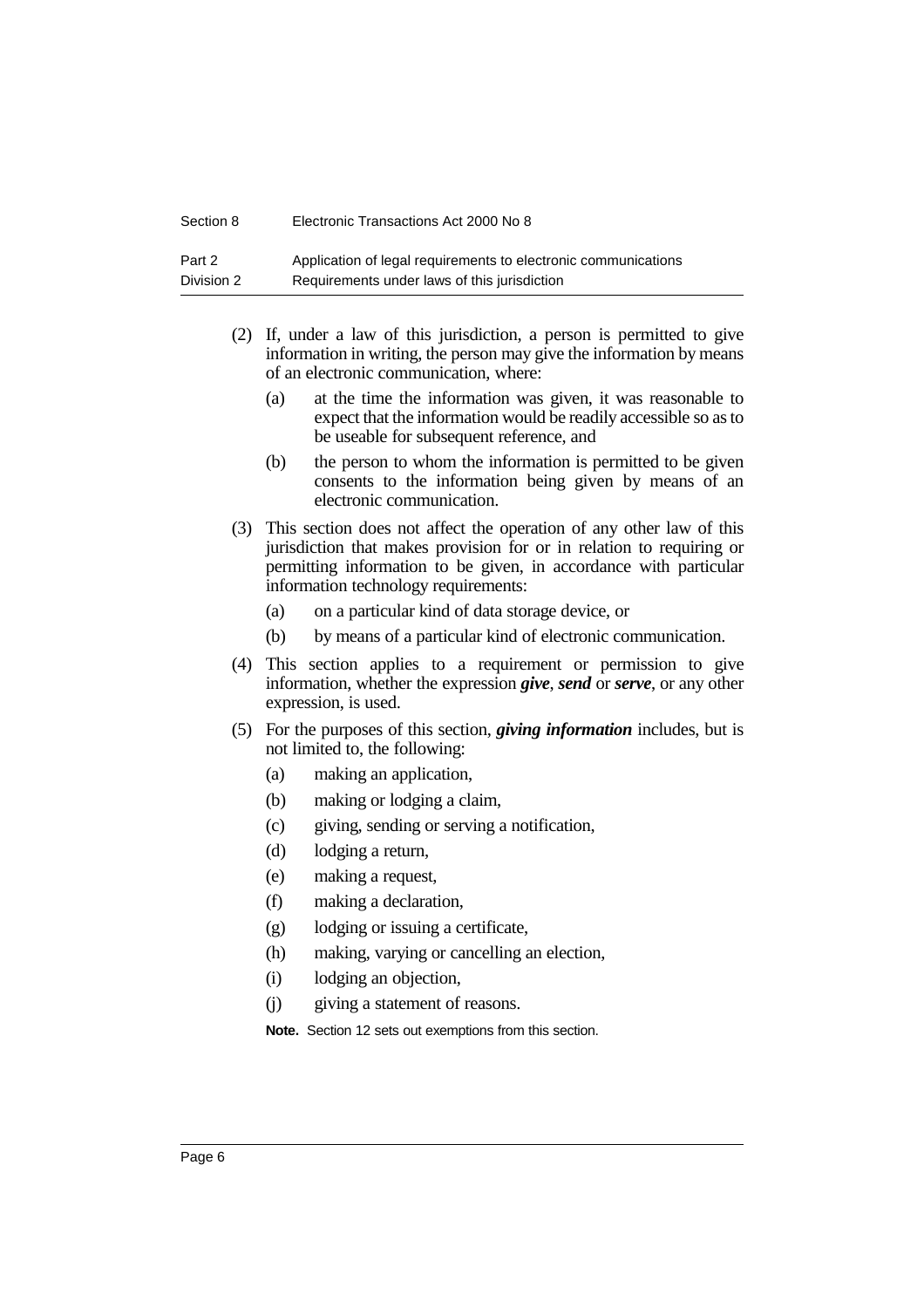(2) If, under a law of this jurisdiction, a person is permitted to give information in writing, the person may give the information by means of an electronic communication, where:

   (a) at the time the information was given, it was reasonable to expect that the information would be readily accessible so as to be useable for subsequent reference, and

   (b) the person to whom the information is permitted to be given consents to the information being given by means of an electronic communication.

(3) This section does not affect the operation of any other law of this jurisdiction that makes provision for or in relation to requiring or permitting information to be given, in accordance with particular information technology requirements:

   (a) on a particular kind of data storage device, or

   (b) by means of a particular kind of electronic communication.

(4) This section applies to a requirement or permission to give information, whether the expression ***give***, ***send*** or ***serve***, or any other expression, is used.

(5) For the purposes of this section, ***giving information*** includes, but is not limited to, the following:

   (a) making an application,

   (b) making or lodging a claim,

   (c) giving, sending or serving a notification,

   (d) lodging a return,

   (e) making a request,

   (f) making a declaration,

   (g) lodging or issuing a certificate,

   (h) making, varying or cancelling an election,

   (i) lodging an objection,

   (j) giving a statement of reasons.

**Note.** Section 12 sets out exemptions from this section.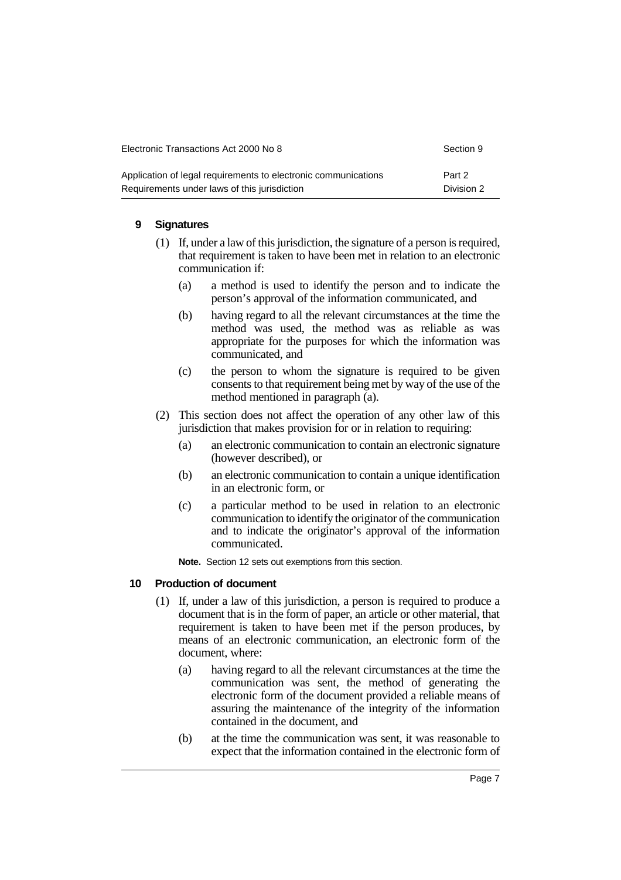### 9 Signatures

(1) If, under a law of this jurisdiction, the signature of a person is required, that requirement is taken to have been met in relation to an electronic communication if:

- (a) a method is used to identify the person and to indicate the person's approval of the information communicated, and
- (b) having regard to all the relevant circumstances at the time the method was used, the method was as reliable as was appropriate for the purposes for which the information was communicated, and
- (c) the person to whom the signature is required to be given consents to that requirement being met by way of the use of the method mentioned in paragraph (a).

(2) This section does not affect the operation of any other law of this jurisdiction that makes provision for or in relation to requiring:

- (a) an electronic communication to contain an electronic signature (however described), or
- (b) an electronic communication to contain a unique identification in an electronic form, or
- (c) a particular method to be used in relation to an electronic communication to identify the originator of the communication and to indicate the originator's approval of the information communicated.

**Note.** Section 12 sets out exemptions from this section.

### 10 Production of document

(1) If, under a law of this jurisdiction, a person is required to produce a document that is in the form of paper, an article or other material, that requirement is taken to have been met if the person produces, by means of an electronic communication, an electronic form of the document, where:

- (a) having regard to all the relevant circumstances at the time the communication was sent, the method of generating the electronic form of the document provided a reliable means of assuring the maintenance of the integrity of the information contained in the document, and
- (b) at the time the communication was sent, it was reasonable to expect that the information contained in the electronic form of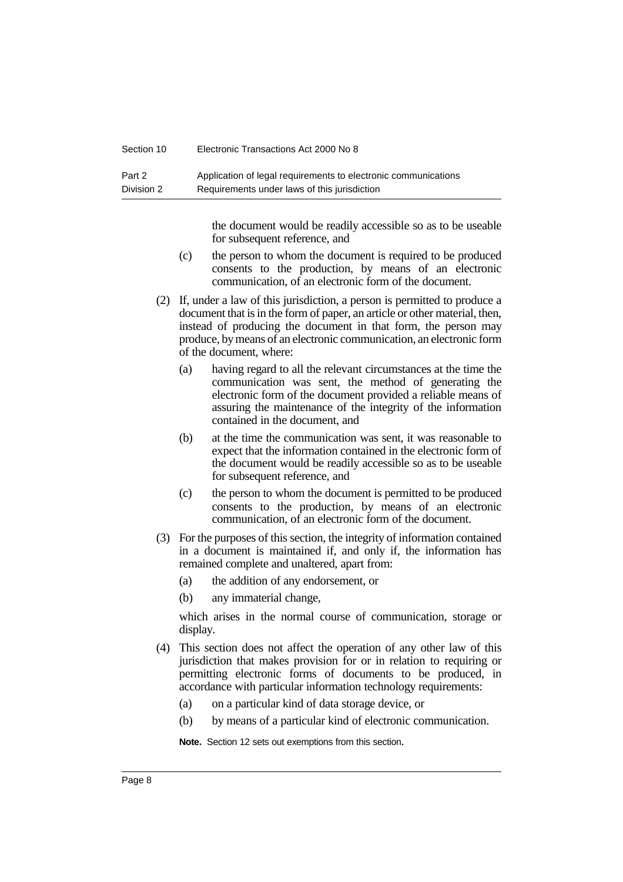the document would be readily accessible so as to be useable for subsequent reference, and

(c) the person to whom the document is required to be produced consents to the production, by means of an electronic communication, of an electronic form of the document.

(2) If, under a law of this jurisdiction, a person is permitted to produce a document that is in the form of paper, an article or other material, then, instead of producing the document in that form, the person may produce, by means of an electronic communication, an electronic form of the document, where:

(a) having regard to all the relevant circumstances at the time the communication was sent, the method of generating the electronic form of the document provided a reliable means of assuring the maintenance of the integrity of the information contained in the document, and

(b) at the time the communication was sent, it was reasonable to expect that the information contained in the electronic form of the document would be readily accessible so as to be useable for subsequent reference, and

(c) the person to whom the document is permitted to be produced consents to the production, by means of an electronic communication, of an electronic form of the document.

(3) For the purposes of this section, the integrity of information contained in a document is maintained if, and only if, the information has remained complete and unaltered, apart from:

(a) the addition of any endorsement, or

(b) any immaterial change,

which arises in the normal course of communication, storage or display.

(4) This section does not affect the operation of any other law of this jurisdiction that makes provision for or in relation to requiring or permitting electronic forms of documents to be produced, in accordance with particular information technology requirements:

(a) on a particular kind of data storage device, or

(b) by means of a particular kind of electronic communication.

**Note.** Section 12 sets out exemptions from this section.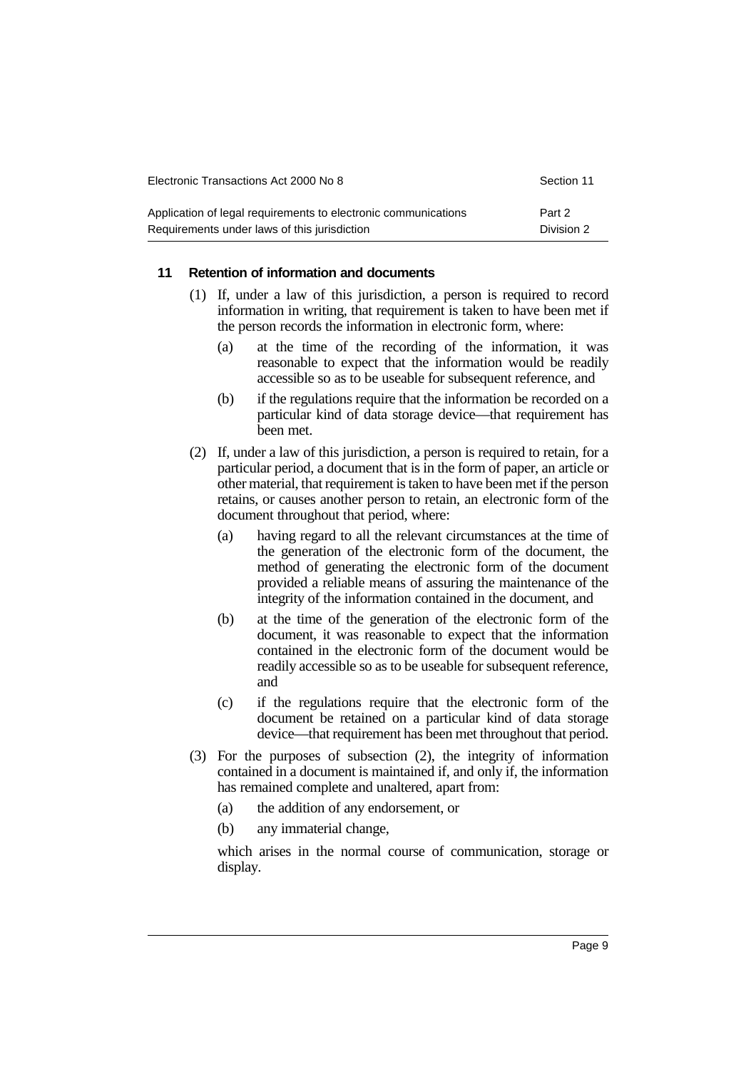### 11 Retention of information and documents

(1) If, under a law of this jurisdiction, a person is required to record information in writing, that requirement is taken to have been met if the person records the information in electronic form, where:

- (a) at the time of the recording of the information, it was reasonable to expect that the information would be readily accessible so as to be useable for subsequent reference, and
- (b) if the regulations require that the information be recorded on a particular kind of data storage device—that requirement has been met.

(2) If, under a law of this jurisdiction, a person is required to retain, for a particular period, a document that is in the form of paper, an article or other material, that requirement is taken to have been met if the person retains, or causes another person to retain, an electronic form of the document throughout that period, where:

- (a) having regard to all the relevant circumstances at the time of the generation of the electronic form of the document, the method of generating the electronic form of the document provided a reliable means of assuring the maintenance of the integrity of the information contained in the document, and
- (b) at the time of the generation of the electronic form of the document, it was reasonable to expect that the information contained in the electronic form of the document would be readily accessible so as to be useable for subsequent reference, and
- (c) if the regulations require that the electronic form of the document be retained on a particular kind of data storage device—that requirement has been met throughout that period.

(3) For the purposes of subsection (2), the integrity of information contained in a document is maintained if, and only if, the information has remained complete and unaltered, apart from:

- (a) the addition of any endorsement, or
- (b) any immaterial change,

which arises in the normal course of communication, storage or display.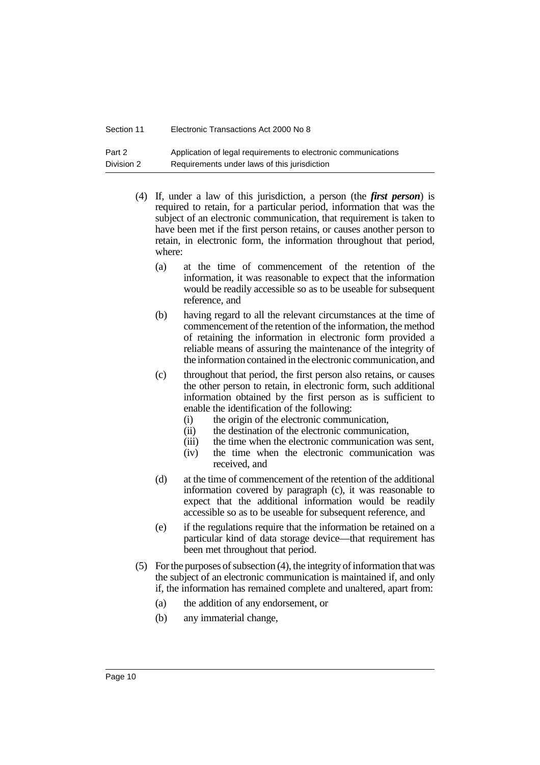(4) If, under a law of this jurisdiction, a person (the ***first person***) is required to retain, for a particular period, information that was the subject of an electronic communication, that requirement is taken to have been met if the first person retains, or causes another person to retain, in electronic form, the information throughout that period, where:

(a) at the time of commencement of the retention of the information, it was reasonable to expect that the information would be readily accessible so as to be useable for subsequent reference, and

(b) having regard to all the relevant circumstances at the time of commencement of the retention of the information, the method of retaining the information in electronic form provided a reliable means of assuring the maintenance of the integrity of the information contained in the electronic communication, and

(c) throughout that period, the first person also retains, or causes the other person to retain, in electronic form, such additional information obtained by the first person as is sufficient to enable the identification of the following:

(i) the origin of the electronic communication,

(ii) the destination of the electronic communication,

(iii) the time when the electronic communication was sent,

(iv) the time when the electronic communication was received, and

(d) at the time of commencement of the retention of the additional information covered by paragraph (c), it was reasonable to expect that the additional information would be readily accessible so as to be useable for subsequent reference, and

(e) if the regulations require that the information be retained on a particular kind of data storage device—that requirement has been met throughout that period.

(5) For the purposes of subsection (4), the integrity of information that was the subject of an electronic communication is maintained if, and only if, the information has remained complete and unaltered, apart from:

(a) the addition of any endorsement, or

(b) any immaterial change,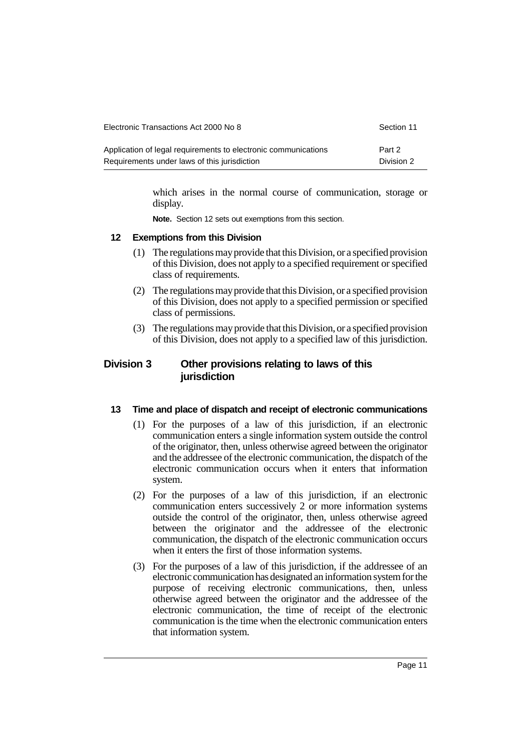which arises in the normal course of communication, storage or display.

**Note.** Section 12 sets out exemptions from this section.

### 12 Exemptions from this Division

(1) The regulations may provide that this Division, or a specified provision of this Division, does not apply to a specified requirement or specified class of requirements.

(2) The regulations may provide that this Division, or a specified provision of this Division, does not apply to a specified permission or specified class of permissions.

(3) The regulations may provide that this Division, or a specified provision of this Division, does not apply to a specified law of this jurisdiction.

## Division 3 Other provisions relating to laws of this jurisdiction

### 13 Time and place of dispatch and receipt of electronic communications

(1) For the purposes of a law of this jurisdiction, if an electronic communication enters a single information system outside the control of the originator, then, unless otherwise agreed between the originator and the addressee of the electronic communication, the dispatch of the electronic communication occurs when it enters that information system.

(2) For the purposes of a law of this jurisdiction, if an electronic communication enters successively 2 or more information systems outside the control of the originator, then, unless otherwise agreed between the originator and the addressee of the electronic communication, the dispatch of the electronic communication occurs when it enters the first of those information systems.

(3) For the purposes of a law of this jurisdiction, if the addressee of an electronic communication has designated an information system for the purpose of receiving electronic communications, then, unless otherwise agreed between the originator and the addressee of the electronic communication, the time of receipt of the electronic communication is the time when the electronic communication enters that information system.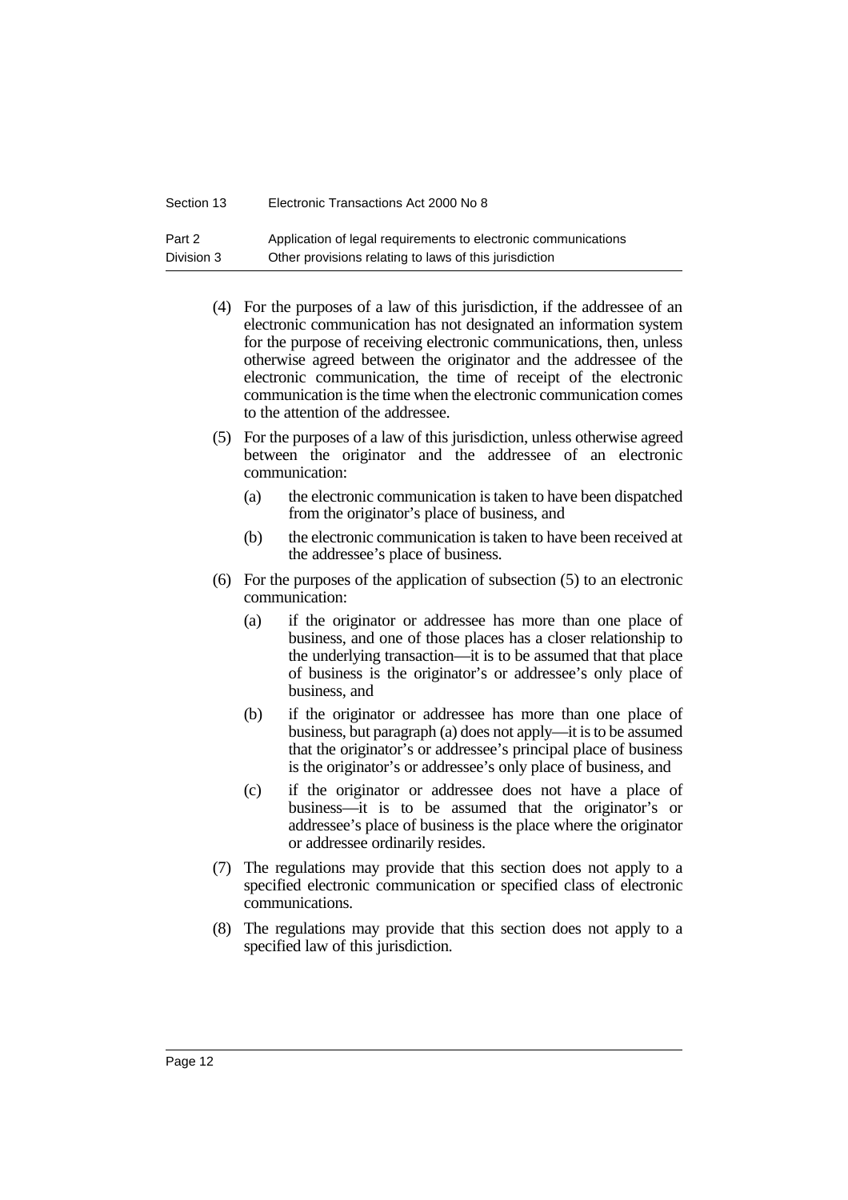(4) For the purposes of a law of this jurisdiction, if the addressee of an electronic communication has not designated an information system for the purpose of receiving electronic communications, then, unless otherwise agreed between the originator and the addressee of the electronic communication, the time of receipt of the electronic communication is the time when the electronic communication comes to the attention of the addressee.

(5) For the purposes of a law of this jurisdiction, unless otherwise agreed between the originator and the addressee of an electronic communication:

- (a) the electronic communication is taken to have been dispatched from the originator's place of business, and
- (b) the electronic communication is taken to have been received at the addressee's place of business.

(6) For the purposes of the application of subsection (5) to an electronic communication:

- (a) if the originator or addressee has more than one place of business, and one of those places has a closer relationship to the underlying transaction—it is to be assumed that that place of business is the originator's or addressee's only place of business, and
- (b) if the originator or addressee has more than one place of business, but paragraph (a) does not apply—it is to be assumed that the originator's or addressee's principal place of business is the originator's or addressee's only place of business, and
- (c) if the originator or addressee does not have a place of business—it is to be assumed that the originator's or addressee's place of business is the place where the originator or addressee ordinarily resides.

(7) The regulations may provide that this section does not apply to a specified electronic communication or specified class of electronic communications.

(8) The regulations may provide that this section does not apply to a specified law of this jurisdiction.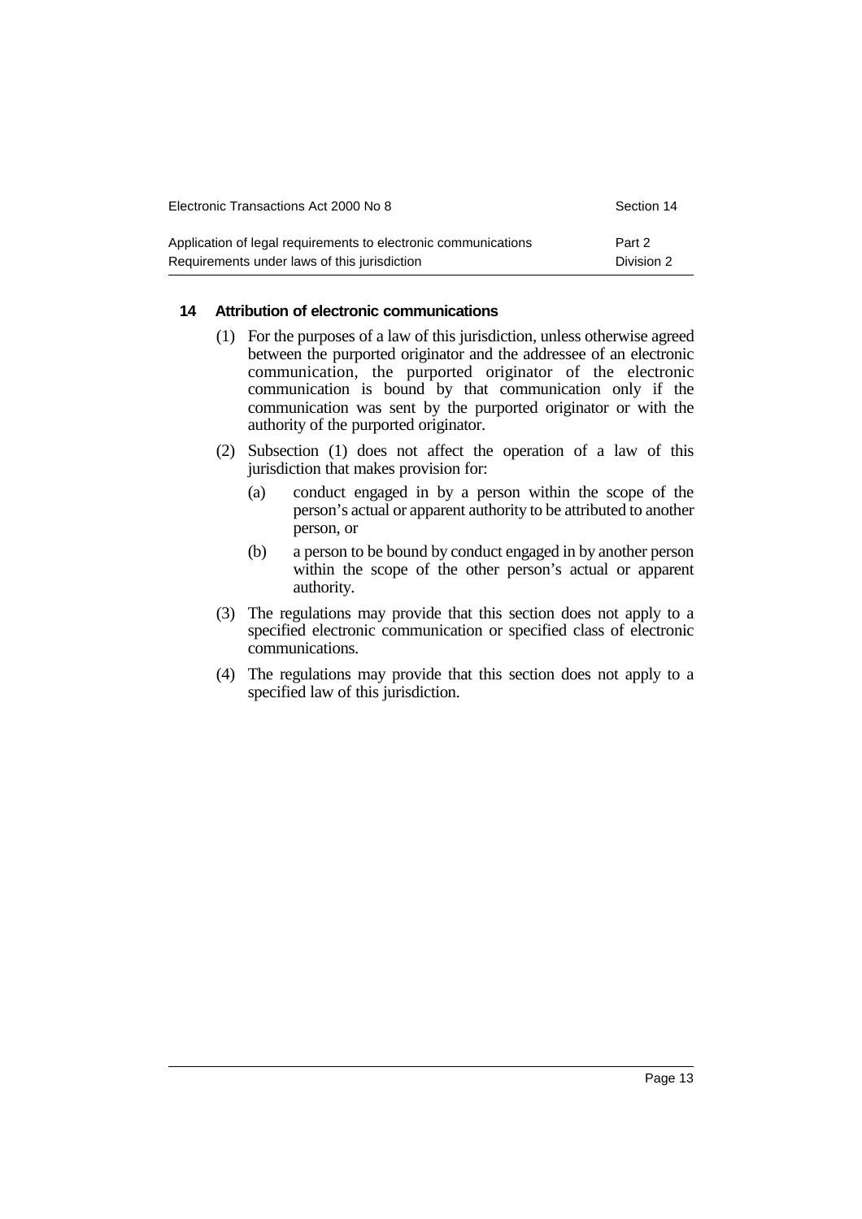### 14 Attribution of electronic communications

(1) For the purposes of a law of this jurisdiction, unless otherwise agreed between the purported originator and the addressee of an electronic communication, the purported originator of the electronic communication is bound by that communication only if the communication was sent by the purported originator or with the authority of the purported originator.

(2) Subsection (1) does not affect the operation of a law of this jurisdiction that makes provision for:

- (a) conduct engaged in by a person within the scope of the person's actual or apparent authority to be attributed to another person, or
- (b) a person to be bound by conduct engaged in by another person within the scope of the other person's actual or apparent authority.

(3) The regulations may provide that this section does not apply to a specified electronic communication or specified class of electronic communications.

(4) The regulations may provide that this section does not apply to a specified law of this jurisdiction.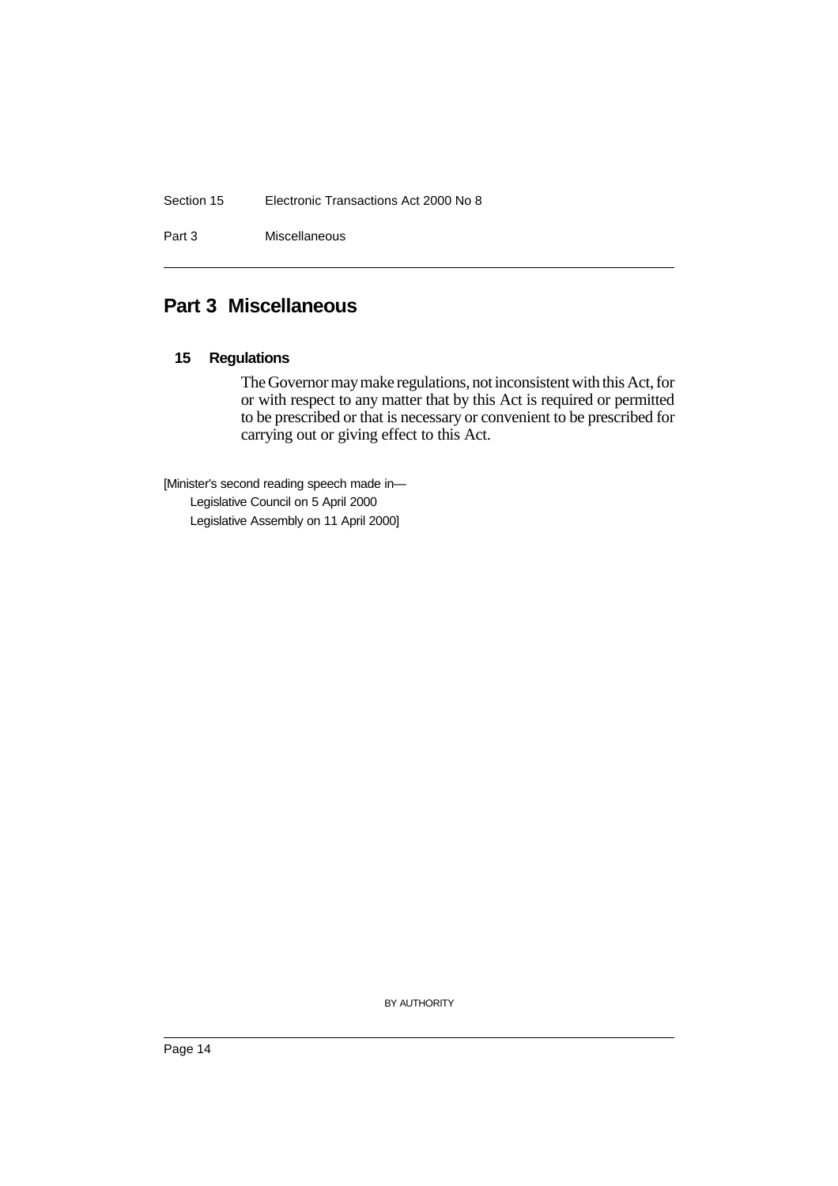# Part 3 Miscellaneous

## 15 Regulations

The Governor may make regulations, not inconsistent with this Act, for or with respect to any matter that by this Act is required or permitted to be prescribed or that is necessary or convenient to be prescribed for carrying out or giving effect to this Act.

[Minister's second reading speech made in—
Legislative Council on 5 April 2000
Legislative Assembly on 11 April 2000]

BY AUTHORITY